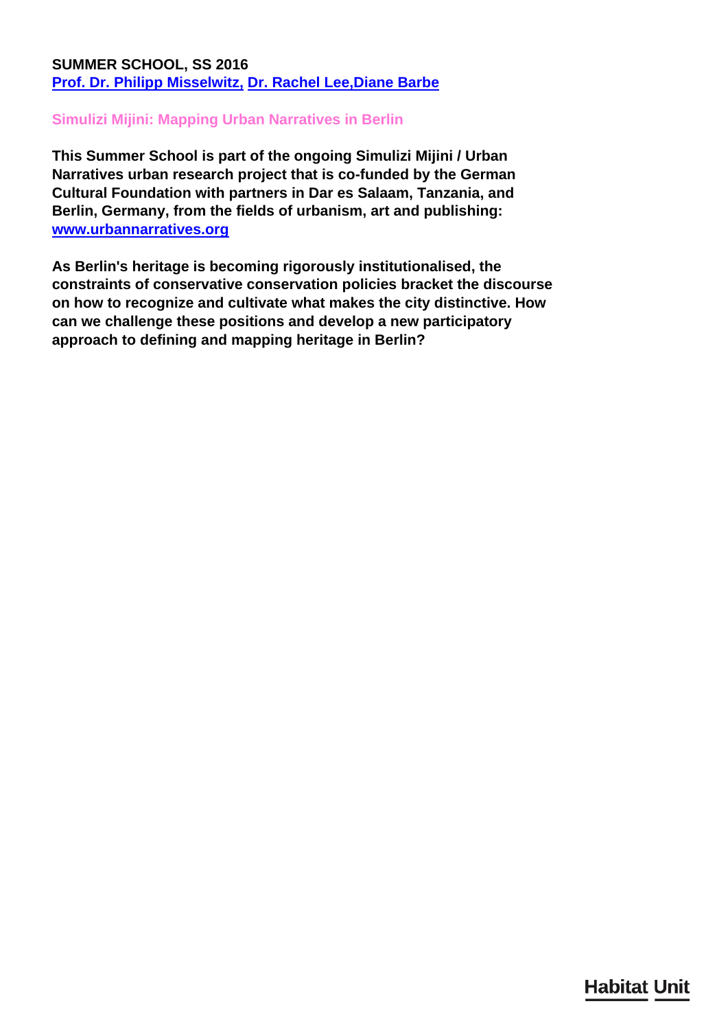**SUMMER SCHOOL, SS 2016**
**Prof. Dr. Philipp Misselwitz, Dr. Rachel Lee,Diane Barbe**

## Simulizi Mijini: Mapping Urban Narratives in Berlin

**This Summer School is part of the ongoing Simulizi Mijini / Urban Narratives urban research project that is co-funded by the German Cultural Foundation with partners in Dar es Salaam, Tanzania, and Berlin, Germany, from the fields of urbanism, art and publishing: www.urbannarratives.org**

**As Berlin's heritage is becoming rigorously institutionalised, the constraints of conservative conservation policies bracket the discourse on how to recognize and cultivate what makes the city distinctive. How can we challenge these positions and develop a new participatory approach to defining and mapping heritage in Berlin?**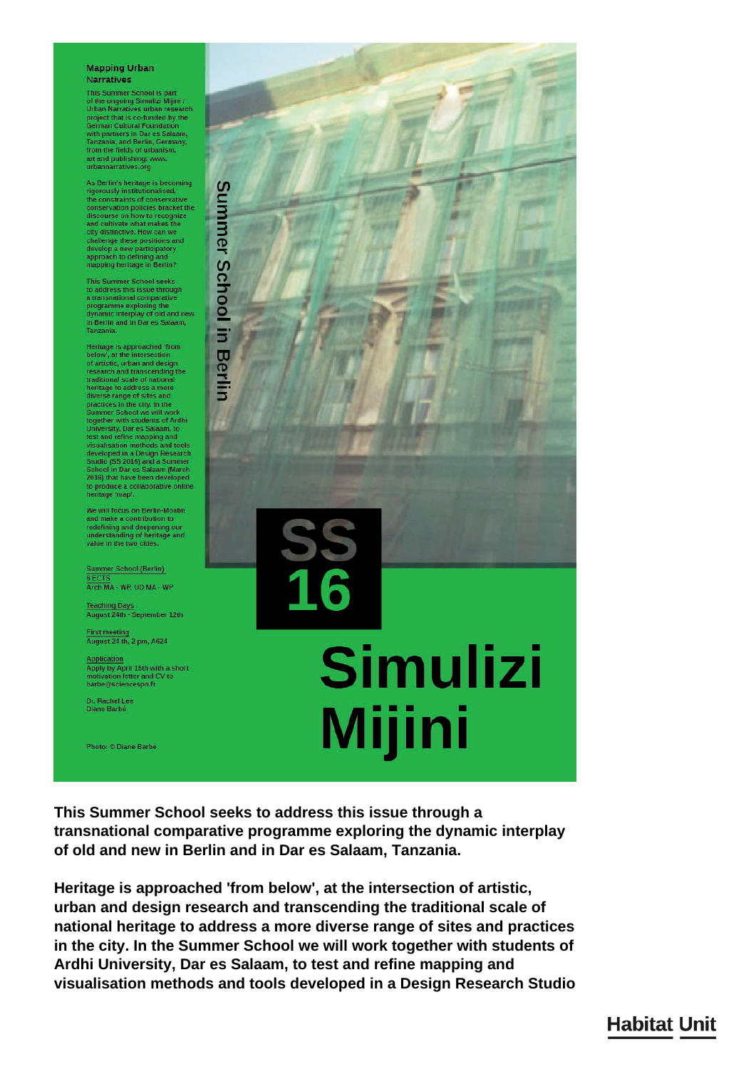## Mapping Urban Narratives

This Summer School is part of the ongoing Simulizi Mijini / Urban Narratives urban research project that is co-funded by the German Cultural Foundation with partners in Dar es Salaam, Tanzania, and Berlin, Germany, from the fields of urbanism, art and publishing: www.urbannarratives.org

As Berlin's heritage is becoming rigorously institutionalised, the constraints of conservative conservation policies bracket the discourse on how to recognize and cultivate what makes the city distinctive. How can we challenge these positions and develop a new participatory approach to defining and mapping heritage in Berlin?

This Summer School seeks to address this issue through a transnational comparative programme exploring the dynamic interplay of old and new in Berlin and in Dar es Salaam, Tanzania.

Heritage is approached 'from below', at the intersection of artistic, urban and design research and transcending the traditional scale of national heritage to address a more diverse range of sites and practices in the city. In the Summer School we will work together with students of Ardhi University, Dar es Salaam, to test and refine mapping and visualisation methods and tools developed in a Design Research Studio (SS 2016) and a Summer School in Dar es Salaam (March 2016) that have been developed to produce a collaborative online heritage 'map'.

We will focus on Berlin-Moabit and make a contribution to redefining and deepening our understanding of heritage and value in the two cities.

Summer School (Berlin)
6 ECTS
Arch MA - WP, UD MA - WP

Teaching Days
August 24th - September 12th

First meeting
August 24 th, 2 pm, A624

Application
Apply by April 15th with a short motivation letter and CV to barbe@sciencespo.fr

Dr. Rachel Lee
Diane Barbé

Photo: © Diane Barbé

Summer School in Berlin

SS 16

# Simulizi Mijini

**This Summer School seeks to address this issue through a transnational comparative programme exploring the dynamic interplay of old and new in Berlin and in Dar es Salaam, Tanzania.**

**Heritage is approached 'from below', at the intersection of artistic, urban and design research and transcending the traditional scale of national heritage to address a more diverse range of sites and practices in the city. In the Summer School we will work together with students of Ardhi University, Dar es Salaam, to test and refine mapping and visualisation methods and tools developed in a Design Research Studio**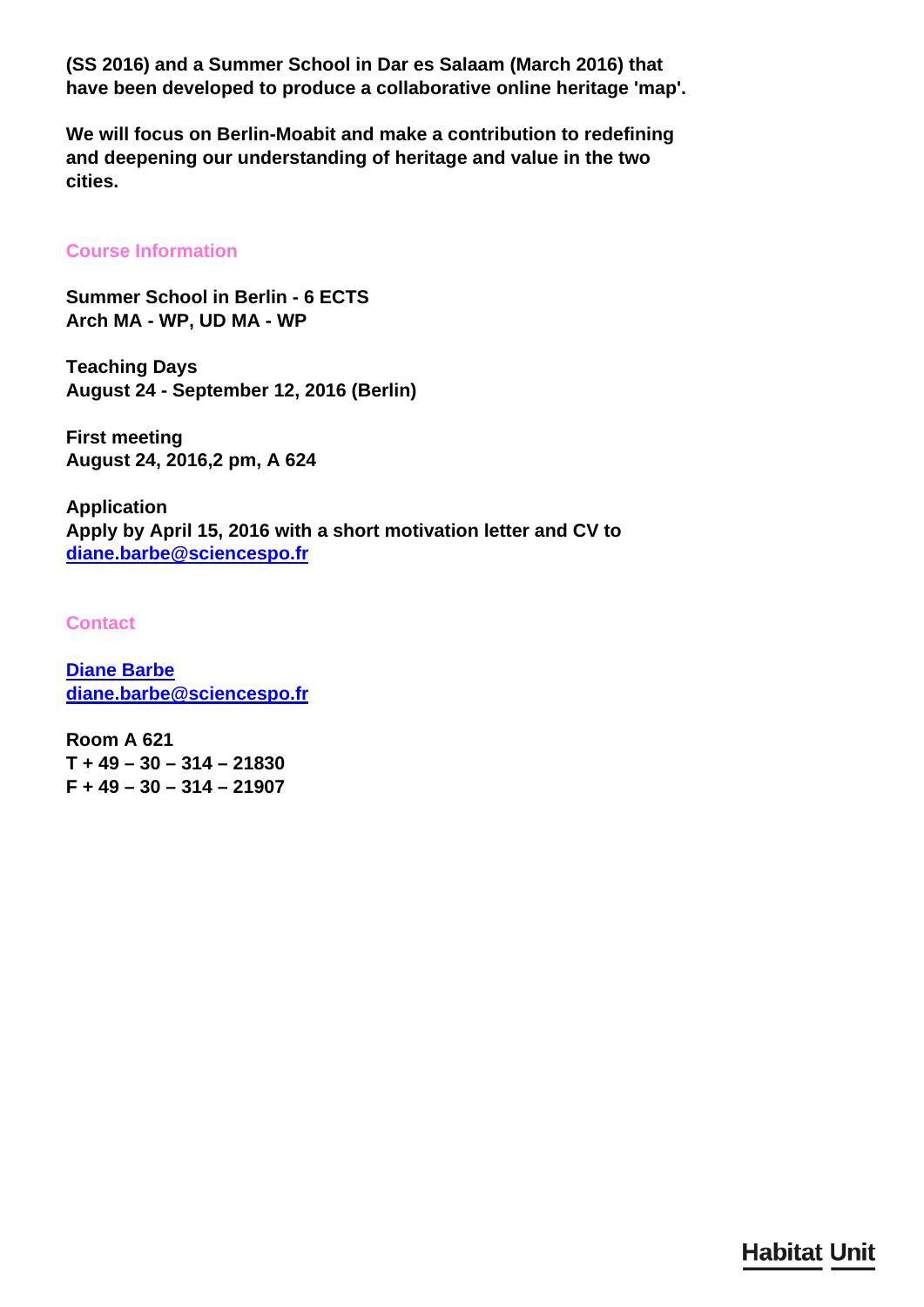**(SS 2016) and a Summer School in Dar es Salaam (March 2016) that have been developed to produce a collaborative online heritage 'map'.**

**We will focus on Berlin-Moabit and make a contribution to redefining and deepening our understanding of heritage and value in the two cities.**

## Course Information

**Summer School in Berlin - 6 ECTS**
**Arch MA - WP, UD MA - WP**

**Teaching Days**
**August 24 - September 12, 2016 (Berlin)**

**First meeting**
**August 24, 2016,2 pm, A 624**

**Application**
**Apply by April 15, 2016 with a short motivation letter and CV to diane.barbe@sciencespo.fr**

## Contact

**Diane Barbe**
**diane.barbe@sciencespo.fr**

**Room A 621**
**T + 49 – 30 – 314 – 21830**
**F + 49 – 30 – 314 – 21907**

Habitat Unit